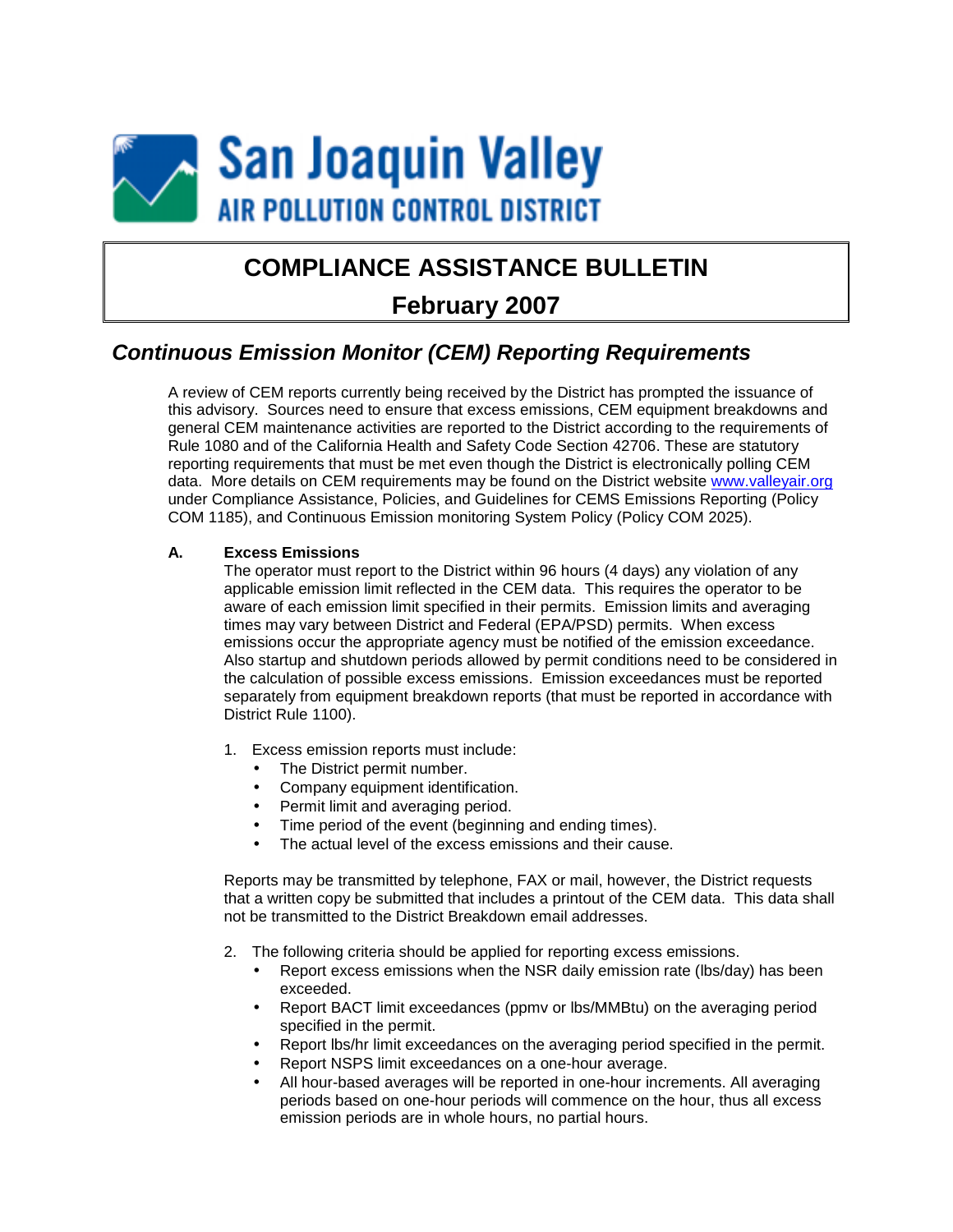# San Joaquin Valley AIR POLLUTION CONTROL DISTRICT

## COMPLIANCE ASSISTANCE BULLETIN

## February 2007

## *Continuous Emission Monitor (CEM) Reporting Requirements*

A review of CEM reports currently being received by the District has prompted the issuance of this advisory. Sources need to ensure that excess emissions, CEM equipment breakdowns and general CEM maintenance activities are reported to the District according to the requirements of Rule 1080 and of the California Health and Safety Code Section 42706. These are statutory reporting requirements that must be met even though the District is electronically polling CEM data. More details on CEM requirements may be found on the District website www.valleyair.org under Compliance Assistance, Policies, and Guidelines for CEMS Emissions Reporting (Policy COM 1185), and Continuous Emission monitoring System Policy (Policy COM 2025).

### A. Excess Emissions

The operator must report to the District within 96 hours (4 days) any violation of any applicable emission limit reflected in the CEM data. This requires the operator to be aware of each emission limit specified in their permits. Emission limits and averaging times may vary between District and Federal (EPA/PSD) permits. When excess emissions occur the appropriate agency must be notified of the emission exceedance. Also startup and shutdown periods allowed by permit conditions need to be considered in the calculation of possible excess emissions. Emission exceedances must be reported separately from equipment breakdown reports (that must be reported in accordance with District Rule 1100).

1. Excess emission reports must include:
   - The District permit number.
   - Company equipment identification.
   - Permit limit and averaging period.
   - Time period of the event (beginning and ending times).
   - The actual level of the excess emissions and their cause.

Reports may be transmitted by telephone, FAX or mail, however, the District requests that a written copy be submitted that includes a printout of the CEM data. This data shall not be transmitted to the District Breakdown email addresses.

2. The following criteria should be applied for reporting excess emissions.
   - Report excess emissions when the NSR daily emission rate (lbs/day) has been exceeded.
   - Report BACT limit exceedances (ppmv or lbs/MMBtu) on the averaging period specified in the permit.
   - Report lbs/hr limit exceedances on the averaging period specified in the permit.
   - Report NSPS limit exceedances on a one-hour average.
   - All hour-based averages will be reported in one-hour increments. All averaging periods based on one-hour periods will commence on the hour, thus all excess emission periods are in whole hours, no partial hours.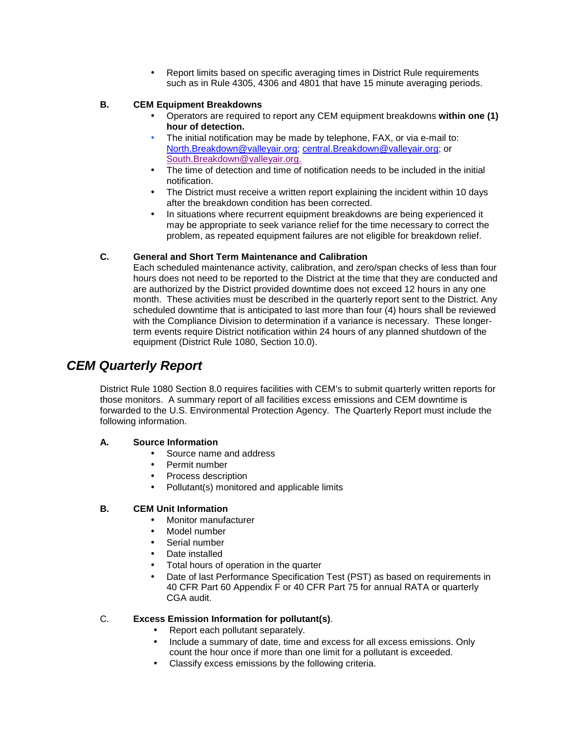- Report limits based on specific averaging times in District Rule requirements such as in Rule 4305, 4306 and 4801 that have 15 minute averaging periods.

**B. CEM Equipment Breakdowns**

- Operators are required to report any CEM equipment breakdowns **within one (1) hour of detection.**
- The initial notification may be made by telephone, FAX, or via e-mail to: North.Breakdown@valleyair.org; central.Breakdown@valleyair.org; or South.Breakdown@valleyair.org.
- The time of detection and time of notification needs to be included in the initial notification.
- The District must receive a written report explaining the incident within 10 days after the breakdown condition has been corrected.
- In situations where recurrent equipment breakdowns are being experienced it may be appropriate to seek variance relief for the time necessary to correct the problem, as repeated equipment failures are not eligible for breakdown relief.

**C. General and Short Term Maintenance and Calibration**

Each scheduled maintenance activity, calibration, and zero/span checks of less than four hours does not need to be reported to the District at the time that they are conducted and are authorized by the District provided downtime does not exceed 12 hours in any one month. These activities must be described in the quarterly report sent to the District. Any scheduled downtime that is anticipated to last more than four (4) hours shall be reviewed with the Compliance Division to determination if a variance is necessary. These longer-term events require District notification within 24 hours of any planned shutdown of the equipment (District Rule 1080, Section 10.0).

## *CEM Quarterly Report*

District Rule 1080 Section 8.0 requires facilities with CEM's to submit quarterly written reports for those monitors. A summary report of all facilities excess emissions and CEM downtime is forwarded to the U.S. Environmental Protection Agency. The Quarterly Report must include the following information.

**A. Source Information**

- Source name and address
- Permit number
- Process description
- Pollutant(s) monitored and applicable limits

**B. CEM Unit Information**

- Monitor manufacturer
- Model number
- Serial number
- Date installed
- Total hours of operation in the quarter
- Date of last Performance Specification Test (PST) as based on requirements in 40 CFR Part 60 Appendix F or 40 CFR Part 75 for annual RATA or quarterly CGA audit.

C. **Excess Emission Information for pollutant(s)**.

- Report each pollutant separately.
- Include a summary of date, time and excess for all excess emissions. Only count the hour once if more than one limit for a pollutant is exceeded.
- Classify excess emissions by the following criteria.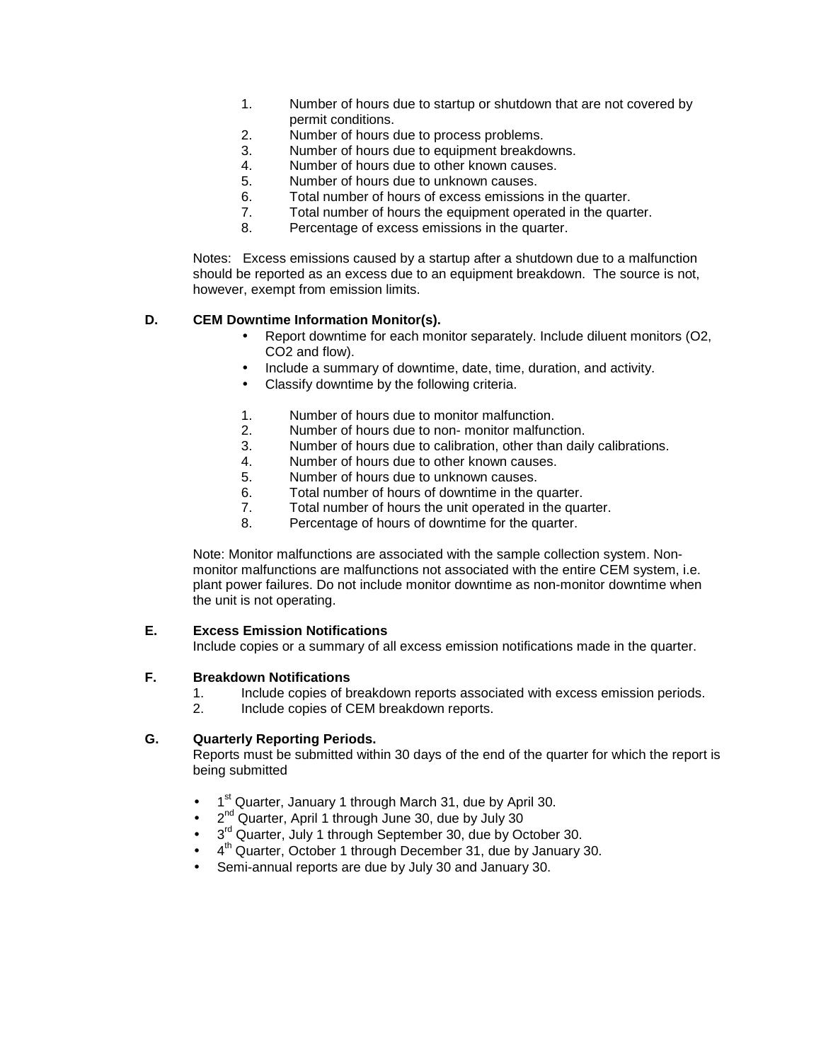1. Number of hours due to startup or shutdown that are not covered by permit conditions.
2. Number of hours due to process problems.
3. Number of hours due to equipment breakdowns.
4. Number of hours due to other known causes.
5. Number of hours due to unknown causes.
6. Total number of hours of excess emissions in the quarter.
7. Total number of hours the equipment operated in the quarter.
8. Percentage of excess emissions in the quarter.

Notes: Excess emissions caused by a startup after a shutdown due to a malfunction should be reported as an excess due to an equipment breakdown. The source is not, however, exempt from emission limits.

**D. CEM Downtime Information Monitor(s).**

- Report downtime for each monitor separately. Include diluent monitors ($O_2$, $CO_2$ and flow).
- Include a summary of downtime, date, time, duration, and activity.
- Classify downtime by the following criteria.

1. Number of hours due to monitor malfunction.
2. Number of hours due to non- monitor malfunction.
3. Number of hours due to calibration, other than daily calibrations.
4. Number of hours due to other known causes.
5. Number of hours due to unknown causes.
6. Total number of hours of downtime in the quarter.
7. Total number of hours the unit operated in the quarter.
8. Percentage of hours of downtime for the quarter.

Note: Monitor malfunctions are associated with the sample collection system. Non-monitor malfunctions are malfunctions not associated with the entire CEM system, i.e. plant power failures. Do not include monitor downtime as non-monitor downtime when the unit is not operating.

**E. Excess Emission Notifications**

Include copies or a summary of all excess emission notifications made in the quarter.

**F. Breakdown Notifications**

1. Include copies of breakdown reports associated with excess emission periods.
2. Include copies of CEM breakdown reports.

**G. Quarterly Reporting Periods.**

Reports must be submitted within 30 days of the end of the quarter for which the report is being submitted

- 1st Quarter, January 1 through March 31, due by April 30.
- 2nd Quarter, April 1 through June 30, due by July 30
- 3rd Quarter, July 1 through September 30, due by October 30.
- 4th Quarter, October 1 through December 31, due by January 30.
- Semi-annual reports are due by July 30 and January 30.